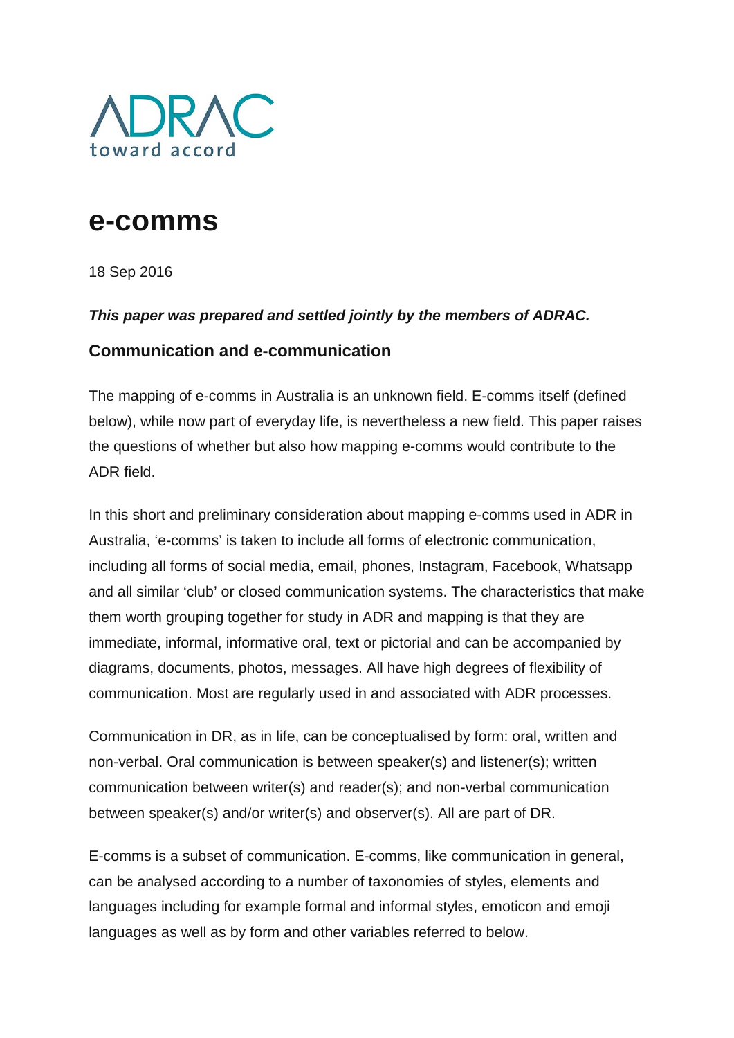ADRAC
toward accord

# e-comms

18 Sep 2016

***This paper was prepared and settled jointly by the members of ADRAC.***

## Communication and e-communication

The mapping of e-comms in Australia is an unknown field. E-comms itself (defined below), while now part of everyday life, is nevertheless a new field. This paper raises the questions of whether but also how mapping e-comms would contribute to the ADR field.

In this short and preliminary consideration about mapping e-comms used in ADR in Australia, 'e-comms' is taken to include all forms of electronic communication, including all forms of social media, email, phones, Instagram, Facebook, Whatsapp and all similar 'club' or closed communication systems. The characteristics that make them worth grouping together for study in ADR and mapping is that they are immediate, informal, informative oral, text or pictorial and can be accompanied by diagrams, documents, photos, messages. All have high degrees of flexibility of communication. Most are regularly used in and associated with ADR processes.

Communication in DR, as in life, can be conceptualised by form: oral, written and non-verbal. Oral communication is between speaker(s) and listener(s); written communication between writer(s) and reader(s); and non-verbal communication between speaker(s) and/or writer(s) and observer(s). All are part of DR.

E-comms is a subset of communication. E-comms, like communication in general, can be analysed according to a number of taxonomies of styles, elements and languages including for example formal and informal styles, emoticon and emoji languages as well as by form and other variables referred to below.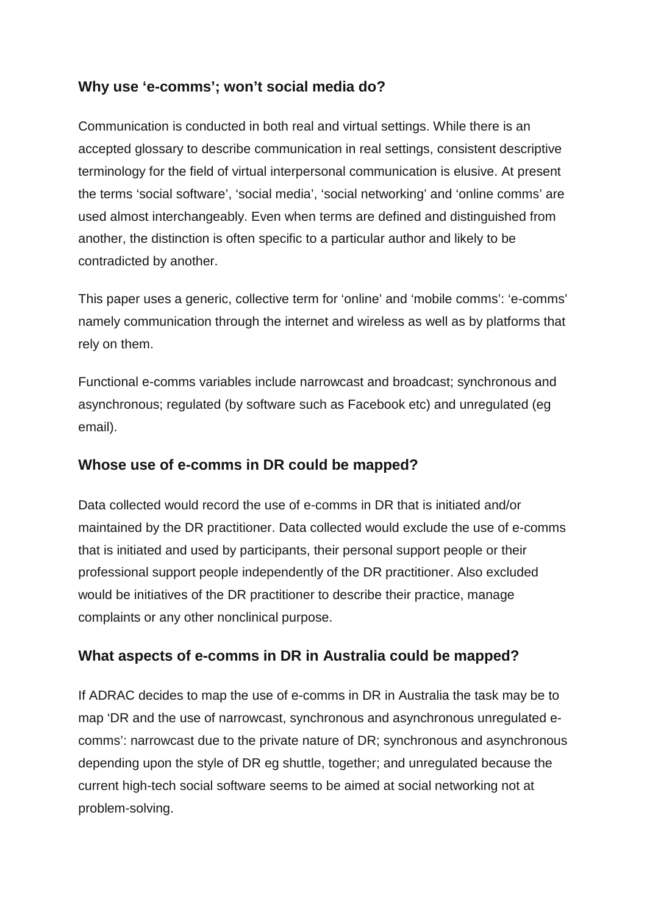### Why use 'e-comms'; won't social media do?

Communication is conducted in both real and virtual settings. While there is an accepted glossary to describe communication in real settings, consistent descriptive terminology for the field of virtual interpersonal communication is elusive. At present the terms 'social software', 'social media', 'social networking' and 'online comms' are used almost interchangeably. Even when terms are defined and distinguished from another, the distinction is often specific to a particular author and likely to be contradicted by another.

This paper uses a generic, collective term for 'online' and 'mobile comms': 'e-comms' namely communication through the internet and wireless as well as by platforms that rely on them.

Functional e-comms variables include narrowcast and broadcast; synchronous and asynchronous; regulated (by software such as Facebook etc) and unregulated (eg email).

### Whose use of e-comms in DR could be mapped?

Data collected would record the use of e-comms in DR that is initiated and/or maintained by the DR practitioner. Data collected would exclude the use of e-comms that is initiated and used by participants, their personal support people or their professional support people independently of the DR practitioner. Also excluded would be initiatives of the DR practitioner to describe their practice, manage complaints or any other nonclinical purpose.

### What aspects of e-comms in DR in Australia could be mapped?

If ADRAC decides to map the use of e-comms in DR in Australia the task may be to map 'DR and the use of narrowcast, synchronous and asynchronous unregulated e-comms': narrowcast due to the private nature of DR; synchronous and asynchronous depending upon the style of DR eg shuttle, together; and unregulated because the current high-tech social software seems to be aimed at social networking not at problem-solving.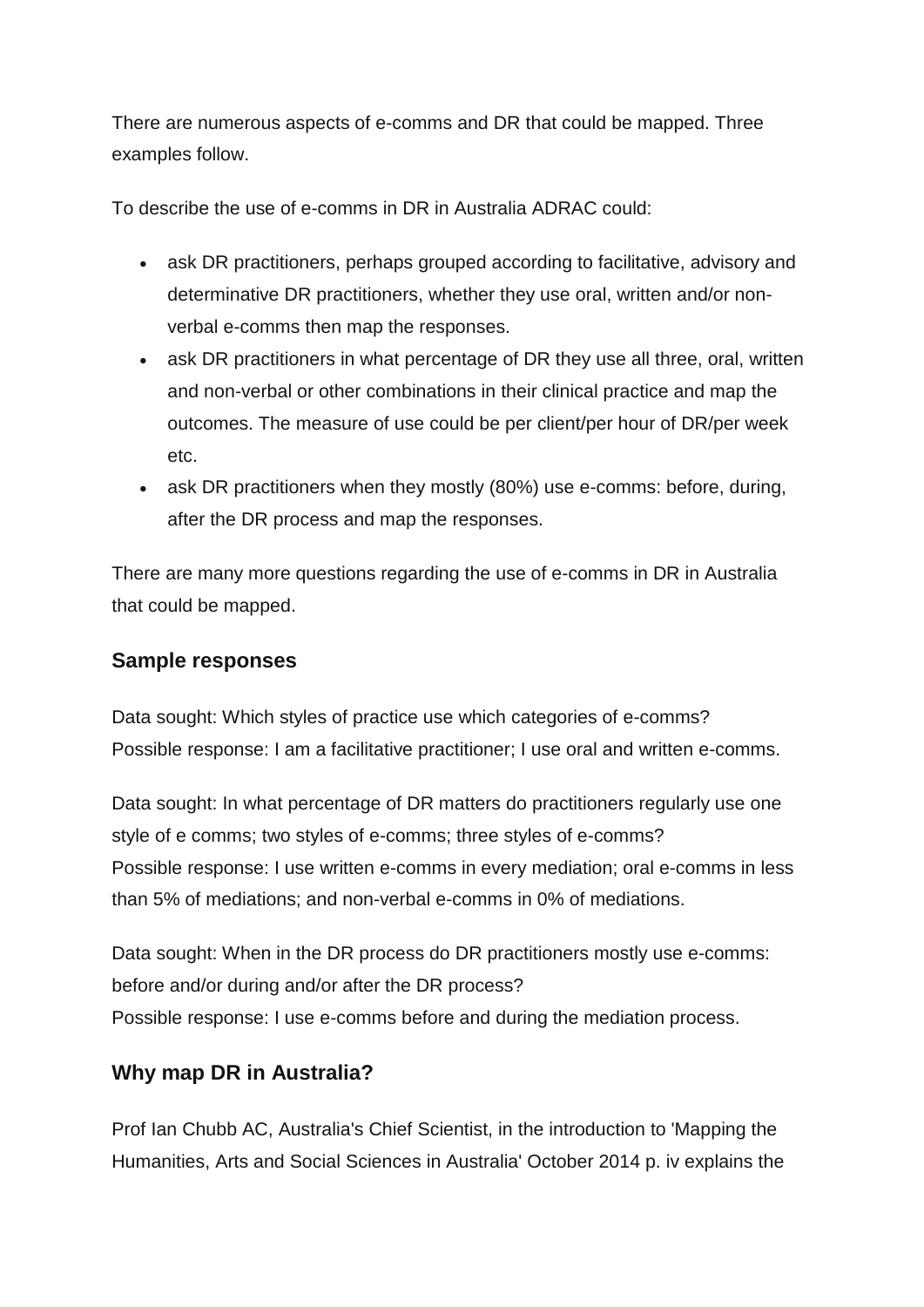There are numerous aspects of e-comms and DR that could be mapped. Three examples follow.

To describe the use of e-comms in DR in Australia ADRAC could:

- ask DR practitioners, perhaps grouped according to facilitative, advisory and determinative DR practitioners, whether they use oral, written and/or non-verbal e-comms then map the responses.
- ask DR practitioners in what percentage of DR they use all three, oral, written and non-verbal or other combinations in their clinical practice and map the outcomes. The measure of use could be per client/per hour of DR/per week etc.
- ask DR practitioners when they mostly (80%) use e-comms: before, during, after the DR process and map the responses.

There are many more questions regarding the use of e-comms in DR in Australia that could be mapped.

### Sample responses

Data sought: Which styles of practice use which categories of e-comms?
Possible response: I am a facilitative practitioner; I use oral and written e-comms.

Data sought: In what percentage of DR matters do practitioners regularly use one style of e comms; two styles of e-comms; three styles of e-comms?
Possible response: I use written e-comms in every mediation; oral e-comms in less than 5% of mediations; and non-verbal e-comms in 0% of mediations.

Data sought: When in the DR process do DR practitioners mostly use e-comms: before and/or during and/or after the DR process?
Possible response: I use e-comms before and during the mediation process.

### Why map DR in Australia?

Prof Ian Chubb AC, Australia's Chief Scientist, in the introduction to 'Mapping the Humanities, Arts and Social Sciences in Australia' October 2014 p. iv explains the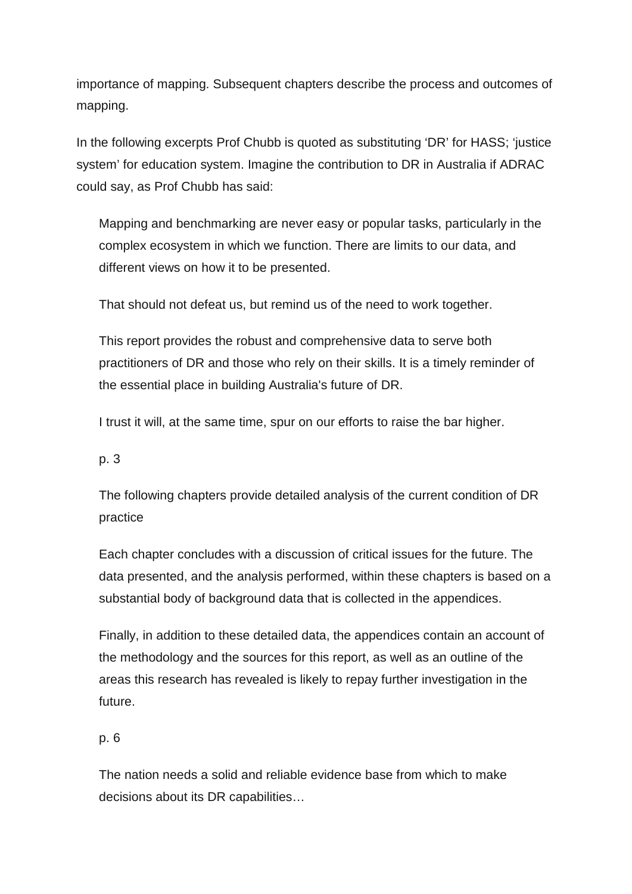importance of mapping. Subsequent chapters describe the process and outcomes of mapping.

In the following excerpts Prof Chubb is quoted as substituting 'DR' for HASS; 'justice system' for education system. Imagine the contribution to DR in Australia if ADRAC could say, as Prof Chubb has said:

> Mapping and benchmarking are never easy or popular tasks, particularly in the complex ecosystem in which we function. There are limits to our data, and different views on how it to be presented.
>
> That should not defeat us, but remind us of the need to work together.
>
> This report provides the robust and comprehensive data to serve both practitioners of DR and those who rely on their skills. It is a timely reminder of the essential place in building Australia's future of DR.
>
> I trust it will, at the same time, spur on our efforts to raise the bar higher.
>
> p. 3
>
> The following chapters provide detailed analysis of the current condition of DR practice
>
> Each chapter concludes with a discussion of critical issues for the future. The data presented, and the analysis performed, within these chapters is based on a substantial body of background data that is collected in the appendices.
>
> Finally, in addition to these detailed data, the appendices contain an account of the methodology and the sources for this report, as well as an outline of the areas this research has revealed is likely to repay further investigation in the future.
>
> p. 6
>
> The nation needs a solid and reliable evidence base from which to make decisions about its DR capabilities…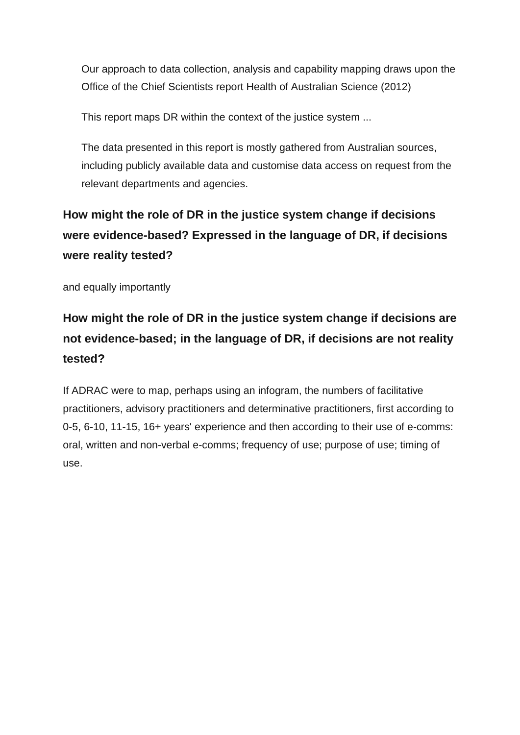> Our approach to data collection, analysis and capability mapping draws upon the Office of the Chief Scientists report Health of Australian Science (2012)
>
> This report maps DR within the context of the justice system ...
>
> The data presented in this report is mostly gathered from Australian sources, including publicly available data and customise data access on request from the relevant departments and agencies.

**How might the role of DR in the justice system change if decisions were evidence-based? Expressed in the language of DR, if decisions were reality tested?**

and equally importantly

**How might the role of DR in the justice system change if decisions are not evidence-based; in the language of DR, if decisions are not reality tested?**

If ADRAC were to map, perhaps using an infogram, the numbers of facilitative practitioners, advisory practitioners and determinative practitioners, first according to 0-5, 6-10, 11-15, 16+ years' experience and then according to their use of e-comms: oral, written and non-verbal e-comms; frequency of use; purpose of use; timing of use.